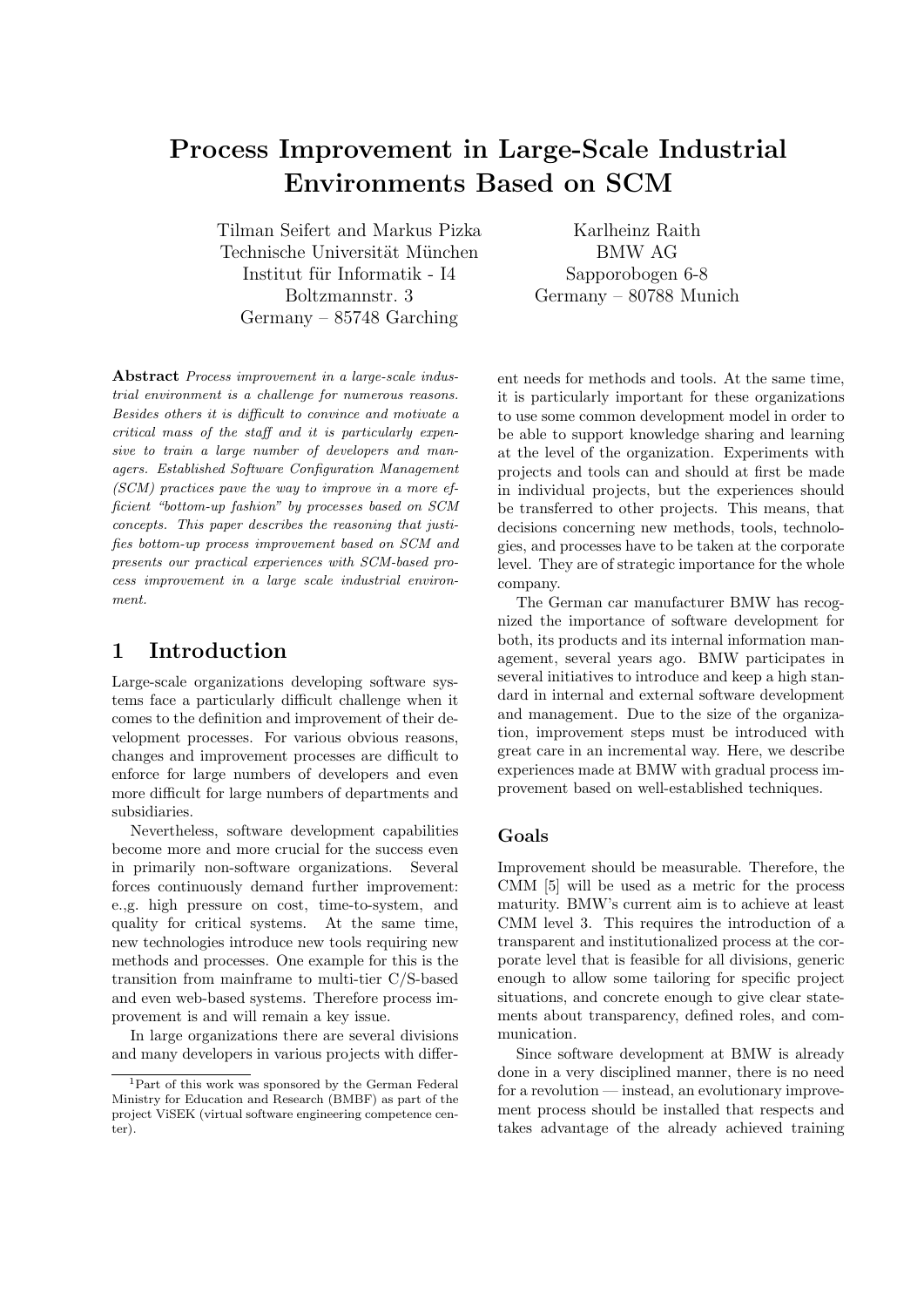# Process Improvement in Large-Scale Industrial Environments Based on SCM

Tilman Seifert and Markus Pizka
Technische Universität München
Institut für Informatik - I4
Boltzmannstr. 3
Germany – 85748 Garching

Karlheinz Raith
BMW AG
Sapporobogen 6-8
Germany – 80788 Munich

**Abstract** *Process improvement in a large-scale industrial environment is a challenge for numerous reasons. Besides others it is difficult to convince and motivate a critical mass of the staff and it is particularly expensive to train a large number of developers and managers. Established Software Configuration Management (SCM) practices pave the way to improve in a more efficient "bottom-up fashion" by processes based on SCM concepts. This paper describes the reasoning that justifies bottom-up process improvement based on SCM and presents our practical experiences with SCM-based process improvement in a large scale industrial environment.*

## 1 Introduction

Large-scale organizations developing software systems face a particularly difficult challenge when it comes to the definition and improvement of their development processes. For various obvious reasons, changes and improvement processes are difficult to enforce for large numbers of developers and even more difficult for large numbers of departments and subsidiaries.

Nevertheless, software development capabilities become more and more crucial for the success even in primarily non-software organizations. Several forces continuously demand further improvement: e.,g. high pressure on cost, time-to-system, and quality for critical systems. At the same time, new technologies introduce new tools requiring new methods and processes. One example for this is the transition from mainframe to multi-tier C/S-based and even web-based systems. Therefore process improvement is and will remain a key issue.

In large organizations there are several divisions and many developers in various projects with different needs for methods and tools. At the same time, it is particularly important for these organizations to use some common development model in order to be able to support knowledge sharing and learning at the level of the organization. Experiments with projects and tools can and should at first be made in individual projects, but the experiences should be transferred to other projects. This means, that decisions concerning new methods, tools, technologies, and processes have to be taken at the corporate level. They are of strategic importance for the whole company.

The German car manufacturer BMW has recognized the importance of software development for both, its products and its internal information management, several years ago. BMW participates in several initiatives to introduce and keep a high standard in internal and external software development and management. Due to the size of the organization, improvement steps must be introduced with great care in an incremental way. Here, we describe experiences made at BMW with gradual process improvement based on well-established techniques.

### Goals

Improvement should be measurable. Therefore, the CMM [5] will be used as a metric for the process maturity. BMW's current aim is to achieve at least CMM level 3. This requires the introduction of a transparent and institutionalized process at the corporate level that is feasible for all divisions, generic enough to allow some tailoring for specific project situations, and concrete enough to give clear statements about transparency, defined roles, and communication.

Since software development at BMW is already done in a very disciplined manner, there is no need for a revolution — instead, an evolutionary improvement process should be installed that respects and takes advantage of the already achieved training

[1]Part of this work was sponsored by the German Federal Ministry for Education and Research (BMBF) as part of the project ViSEK (virtual software engineering competence center).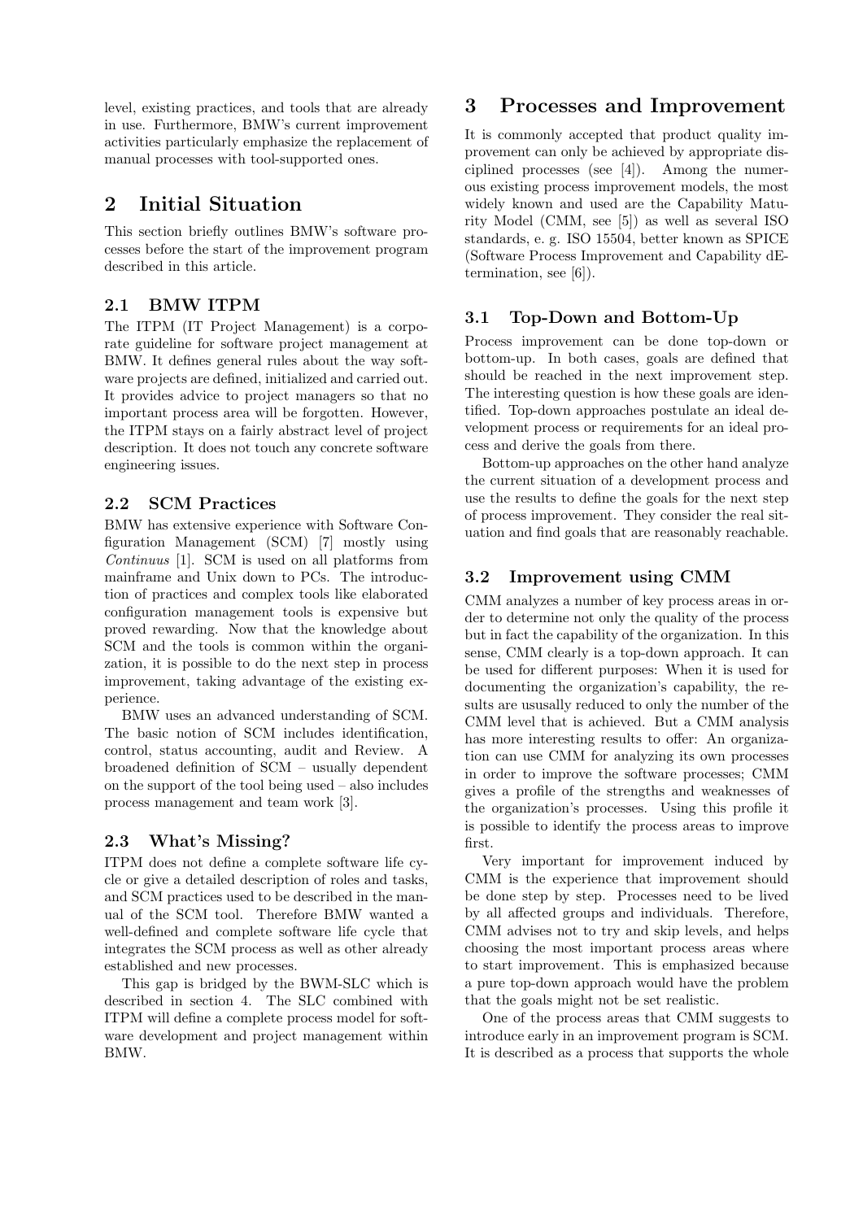level, existing practices, and tools that are already in use. Furthermore, BMW's current improvement activities particularly emphasize the replacement of manual processes with tool-supported ones.

# 2 Initial Situation

This section briefly outlines BMW's software processes before the start of the improvement program described in this article.

## 2.1 BMW ITPM

The ITPM (IT Project Management) is a corporate guideline for software project management at BMW. It defines general rules about the way software projects are defined, initialized and carried out. It provides advice to project managers so that no important process area will be forgotten. However, the ITPM stays on a fairly abstract level of project description. It does not touch any concrete software engineering issues.

## 2.2 SCM Practices

BMW has extensive experience with Software Configuration Management (SCM) [7] mostly using *Continuus* [1]. SCM is used on all platforms from mainframe and Unix down to PCs. The introduction of practices and complex tools like elaborated configuration management tools is expensive but proved rewarding. Now that the knowledge about SCM and the tools is common within the organization, it is possible to do the next step in process improvement, taking advantage of the existing experience.

BMW uses an advanced understanding of SCM. The basic notion of SCM includes identification, control, status accounting, audit and Review. A broadened definition of SCM – usually dependent on the support of the tool being used – also includes process management and team work [3].

## 2.3 What's Missing?

ITPM does not define a complete software life cycle or give a detailed description of roles and tasks, and SCM practices used to be described in the manual of the SCM tool. Therefore BMW wanted a well-defined and complete software life cycle that integrates the SCM process as well as other already established and new processes.

This gap is bridged by the BWM-SLC which is described in section 4. The SLC combined with ITPM will define a complete process model for software development and project management within BMW.

# 3 Processes and Improvement

It is commonly accepted that product quality improvement can only be achieved by appropriate disciplined processes (see [4]). Among the numerous existing process improvement models, the most widely known and used are the Capability Maturity Model (CMM, see [5]) as well as several ISO standards, e. g. ISO 15504, better known as SPICE (Software Process Improvement and Capability dEtermination, see [6]).

## 3.1 Top-Down and Bottom-Up

Process improvement can be done top-down or bottom-up. In both cases, goals are defined that should be reached in the next improvement step. The interesting question is how these goals are identified. Top-down approaches postulate an ideal development process or requirements for an ideal process and derive the goals from there.

Bottom-up approaches on the other hand analyze the current situation of a development process and use the results to define the goals for the next step of process improvement. They consider the real situation and find goals that are reasonably reachable.

## 3.2 Improvement using CMM

CMM analyzes a number of key process areas in order to determine not only the quality of the process but in fact the capability of the organization. In this sense, CMM clearly is a top-down approach. It can be used for different purposes: When it is used for documenting the organization's capability, the results are ususally reduced to only the number of the CMM level that is achieved. But a CMM analysis has more interesting results to offer: An organization can use CMM for analyzing its own processes in order to improve the software processes; CMM gives a profile of the strengths and weaknesses of the organization's processes. Using this profile it is possible to identify the process areas to improve first.

Very important for improvement induced by CMM is the experience that improvement should be done step by step. Processes need to be lived by all affected groups and individuals. Therefore, CMM advises not to try and skip levels, and helps choosing the most important process areas where to start improvement. This is emphasized because a pure top-down approach would have the problem that the goals might not be set realistic.

One of the process areas that CMM suggests to introduce early in an improvement program is SCM. It is described as a process that supports the whole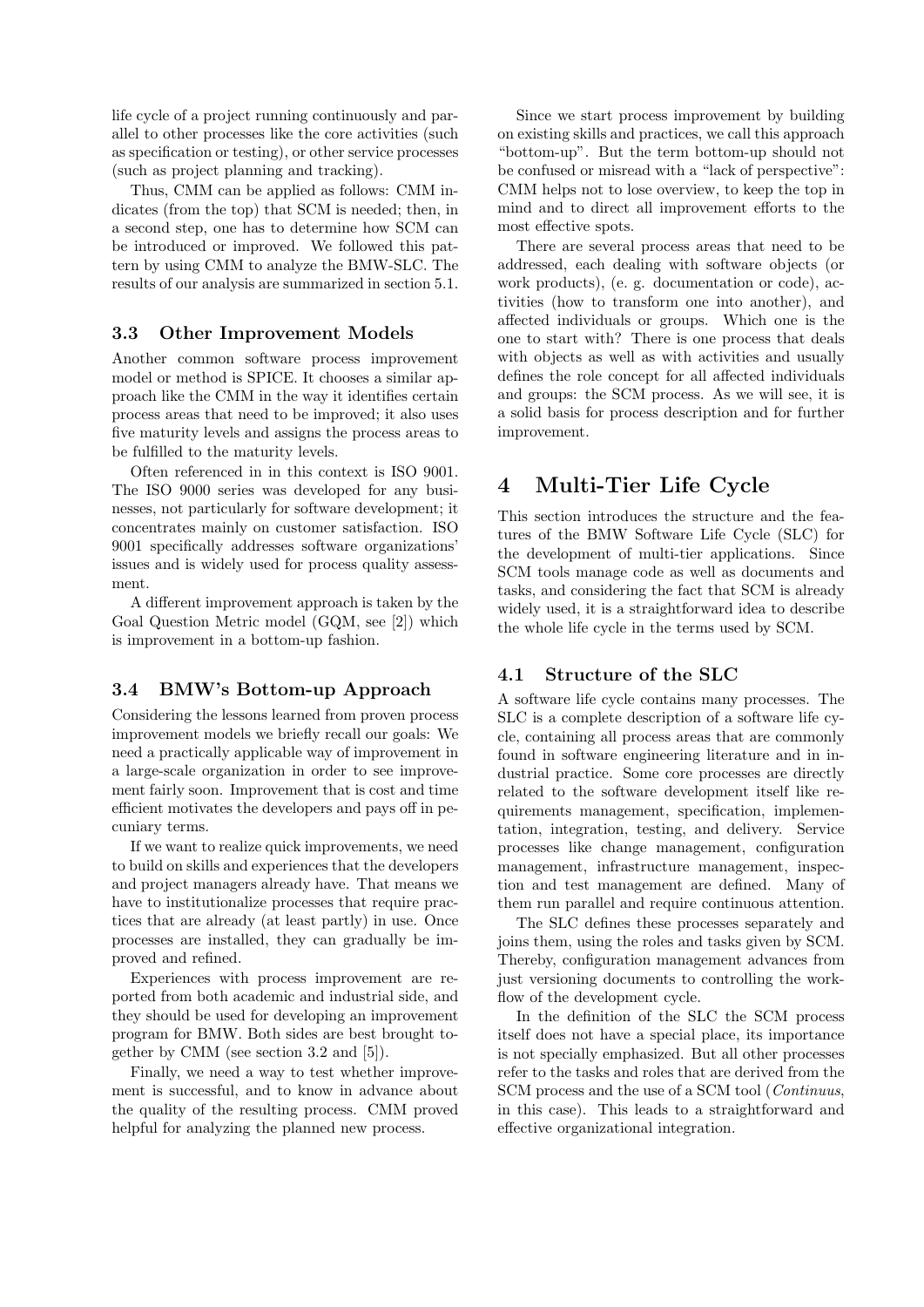life cycle of a project running continuously and parallel to other processes like the core activities (such as specification or testing), or other service processes (such as project planning and tracking).

Thus, CMM can be applied as follows: CMM indicates (from the top) that SCM is needed; then, in a second step, one has to determine how SCM can be introduced or improved. We followed this pattern by using CMM to analyze the BMW-SLC. The results of our analysis are summarized in section 5.1.

### 3.3 Other Improvement Models

Another common software process improvement model or method is SPICE. It chooses a similar approach like the CMM in the way it identifies certain process areas that need to be improved; it also uses five maturity levels and assigns the process areas to be fulfilled to the maturity levels.

Often referenced in in this context is ISO 9001. The ISO 9000 series was developed for any businesses, not particularly for software development; it concentrates mainly on customer satisfaction. ISO 9001 specifically addresses software organizations' issues and is widely used for process quality assessment.

A different improvement approach is taken by the Goal Question Metric model (GQM, see [2]) which is improvement in a bottom-up fashion.

### 3.4 BMW's Bottom-up Approach

Considering the lessons learned from proven process improvement models we briefly recall our goals: We need a practically applicable way of improvement in a large-scale organization in order to see improvement fairly soon. Improvement that is cost and time efficient motivates the developers and pays off in pecuniary terms.

If we want to realize quick improvements, we need to build on skills and experiences that the developers and project managers already have. That means we have to institutionalize processes that require practices that are already (at least partly) in use. Once processes are installed, they can gradually be improved and refined.

Experiences with process improvement are reported from both academic and industrial side, and they should be used for developing an improvement program for BMW. Both sides are best brought together by CMM (see section 3.2 and [5]).

Finally, we need a way to test whether improvement is successful, and to know in advance about the quality of the resulting process. CMM proved helpful for analyzing the planned new process.

Since we start process improvement by building on existing skills and practices, we call this approach "bottom-up". But the term bottom-up should not be confused or misread with a "lack of perspective": CMM helps not to lose overview, to keep the top in mind and to direct all improvement efforts to the most effective spots.

There are several process areas that need to be addressed, each dealing with software objects (or work products), (e. g. documentation or code), activities (how to transform one into another), and affected individuals or groups. Which one is the one to start with? There is one process that deals with objects as well as with activities and usually defines the role concept for all affected individuals and groups: the SCM process. As we will see, it is a solid basis for process description and for further improvement.

## 4 Multi-Tier Life Cycle

This section introduces the structure and the features of the BMW Software Life Cycle (SLC) for the development of multi-tier applications. Since SCM tools manage code as well as documents and tasks, and considering the fact that SCM is already widely used, it is a straightforward idea to describe the whole life cycle in the terms used by SCM.

### 4.1 Structure of the SLC

A software life cycle contains many processes. The SLC is a complete description of a software life cycle, containing all process areas that are commonly found in software engineering literature and in industrial practice. Some core processes are directly related to the software development itself like requirements management, specification, implementation, integration, testing, and delivery. Service processes like change management, configuration management, infrastructure management, inspection and test management are defined. Many of them run parallel and require continuous attention.

The SLC defines these processes separately and joins them, using the roles and tasks given by SCM. Thereby, configuration management advances from just versioning documents to controlling the workflow of the development cycle.

In the definition of the SLC the SCM process itself does not have a special place, its importance is not specially emphasized. But all other processes refer to the tasks and roles that are derived from the SCM process and the use of a SCM tool (*Continuus*, in this case). This leads to a straightforward and effective organizational integration.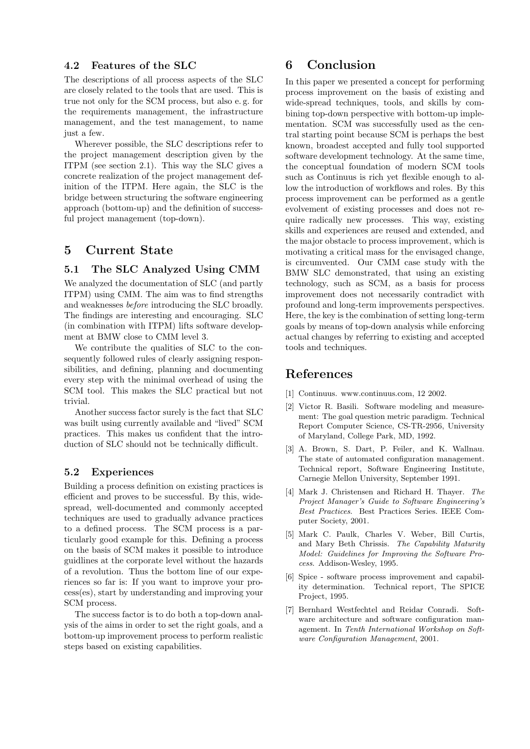### 4.2 Features of the SLC

The descriptions of all process aspects of the SLC are closely related to the tools that are used. This is true not only for the SCM process, but also e. g. for the requirements management, the infrastructure management, and the test management, to name just a few.

Wherever possible, the SLC descriptions refer to the project management description given by the ITPM (see section 2.1). This way the SLC gives a concrete realization of the project management definition of the ITPM. Here again, the SLC is the bridge between structuring the software engineering approach (bottom-up) and the definition of successful project management (top-down).

## 5 Current State

### 5.1 The SLC Analyzed Using CMM

We analyzed the documentation of SLC (and partly ITPM) using CMM. The aim was to find strengths and weaknesses *before* introducing the SLC broadly. The findings are interesting and encouraging. SLC (in combination with ITPM) lifts software development at BMW close to CMM level 3.

We contribute the qualities of SLC to the consequently followed rules of clearly assigning responsibilities, and defining, planning and documenting every step with the minimal overhead of using the SCM tool. This makes the SLC practical but not trivial.

Another success factor surely is the fact that SLC was built using currently available and "lived" SCM practices. This makes us confident that the introduction of SLC should not be technically difficult.

### 5.2 Experiences

Building a process definition on existing practices is efficient and proves to be successful. By this, widespread, well-documented and commonly accepted techniques are used to gradually advance practices to a defined process. The SCM process is a particularly good example for this. Defining a process on the basis of SCM makes it possible to introduce guidlines at the corporate level without the hazards of a revolution. Thus the bottom line of our experiences so far is: If you want to improve your process(es), start by understanding and improving your SCM process.

The success factor is to do both a top-down analysis of the aims in order to set the right goals, and a bottom-up improvement process to perform realistic steps based on existing capabilities.

## 6 Conclusion

In this paper we presented a concept for performing process improvement on the basis of existing and wide-spread techniques, tools, and skills by combining top-down perspective with bottom-up implementation. SCM was successfully used as the central starting point because SCM is perhaps the best known, broadest accepted and fully tool supported software development technology. At the same time, the conceptual foundation of modern SCM tools such as Continuus is rich yet flexible enough to allow the introduction of workflows and roles. By this process improvement can be performed as a gentle evolvement of existing processes and does not require radically new processes. This way, existing skills and experiences are reused and extended, and the major obstacle to process improvement, which is motivating a critical mass for the envisaged change, is circumvented. Our CMM case study with the BMW SLC demonstrated, that using an existing technology, such as SCM, as a basis for process improvement does not necessarily contradict with profound and long-term improvements perspectives. Here, the key is the combination of setting long-term goals by means of top-down analysis while enforcing actual changes by referring to existing and accepted tools and techniques.

## References

[1] Continuus. www.continuus.com, 12 2002.

[2] Victor R. Basili. Software modeling and measurement: The goal question metric paradigm. Technical Report Computer Science, CS-TR-2956, University of Maryland, College Park, MD, 1992.

[3] A. Brown, S. Dart, P. Feiler, and K. Wallnau. The state of automated configuration management. Technical report, Software Engineering Institute, Carnegie Mellon University, September 1991.

[4] Mark J. Christensen and Richard H. Thayer. *The Project Manager's Guide to Software Engineering's Best Practices*. Best Practices Series. IEEE Computer Society, 2001.

[5] Mark C. Paulk, Charles V. Weber, Bill Curtis, and Mary Beth Chrissis. *The Capability Maturity Model: Guidelines for Improving the Software Process*. Addison-Wesley, 1995.

[6] Spice - software process improvement and capability determination. Technical report, The SPICE Project, 1995.

[7] Bernhard Westfechtel and Reidar Conradi. Software architecture and software configuration management. In *Tenth International Workshop on Software Configuration Management*, 2001.